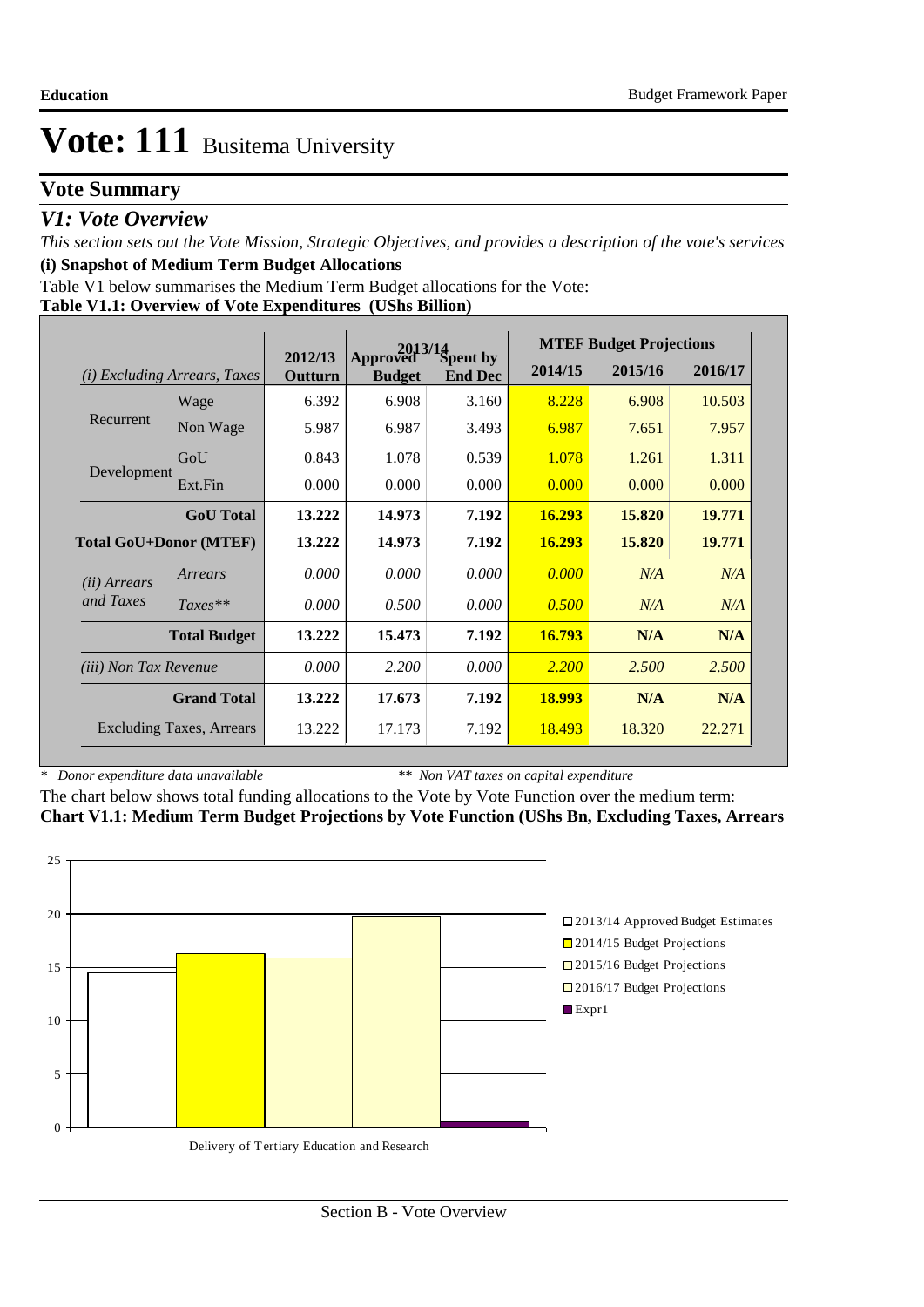# Vote: 111 Busitema University

## Vote Summary

### *V1: Vote Overview*

*This section sets out the Vote Mission, Strategic Objectives, and provides a description of the vote's services*

**(i) Snapshot of Medium Term Budget Allocations**

Table V1 below summarises the Medium Term Budget allocations for the Vote:

**Table V1.1: Overview of Vote Expenditures (UShs Billion)**

| | | 2012/13 | 2013/14 | | MTEF Budget Projections | | |
|---|---|---|---|---|---|---|---|
| *(i) Excluding Arrears, Taxes* | | Outturn | Approved Budget | Spent by End Dec | 2014/15 | 2015/16 | 2016/17 |
| Recurrent | Wage | 6.392 | 6.908 | 3.160 | 8.228 | 6.908 | 10.503 |
| | Non Wage | 5.987 | 6.987 | 3.493 | 6.987 | 7.651 | 7.957 |
| Development | GoU | 0.843 | 1.078 | 0.539 | 1.078 | 1.261 | 1.311 |
| | Ext.Fin | 0.000 | 0.000 | 0.000 | 0.000 | 0.000 | 0.000 |
| | **GoU Total** | **13.222** | **14.973** | **7.192** | **16.293** | **15.820** | **19.771** |
| **Total GoU+Donor (MTEF)** | | **13.222** | **14.973** | **7.192** | **16.293** | **15.820** | **19.771** |
| *(ii) Arrears and Taxes* | *Arrears* | *0.000* | *0.000* | *0.000* | *0.000* | *N/A* | *N/A* |
| | *Taxes*** | *0.000* | *0.500* | *0.000* | *0.500* | *N/A* | *N/A* |
| | **Total Budget** | **13.222** | **15.473** | **7.192** | **16.793** | **N/A** | **N/A** |
| *(iii) Non Tax Revenue* | | *0.000* | *2.200* | *0.000* | *2.200* | *2.500* | *2.500* |
| | **Grand Total** | **13.222** | **17.673** | **7.192** | **18.993** | **N/A** | **N/A** |
| | Excluding Taxes, Arrears | 13.222 | 17.173 | 7.192 | 18.493 | 18.320 | 22.271 |

\* *Donor expenditure data unavailable* &nbsp;&nbsp;&nbsp; ** *Non VAT taxes on capital expenditure*

The chart below shows total funding allocations to the Vote by Vote Function over the medium term:

**Chart V1.1: Medium Term Budget Projections by Vote Function (UShs Bn, Excluding Taxes, Arrears**

| Vote Function | 2013/14 Approved Budget Estimates | 2014/15 Budget Projections | 2015/16 Budget Projections | 2016/17 Budget Projections | Expr1 |
|---|---|---|---|---|---|
| Delivery of Tertiary Education and Research | | | | | |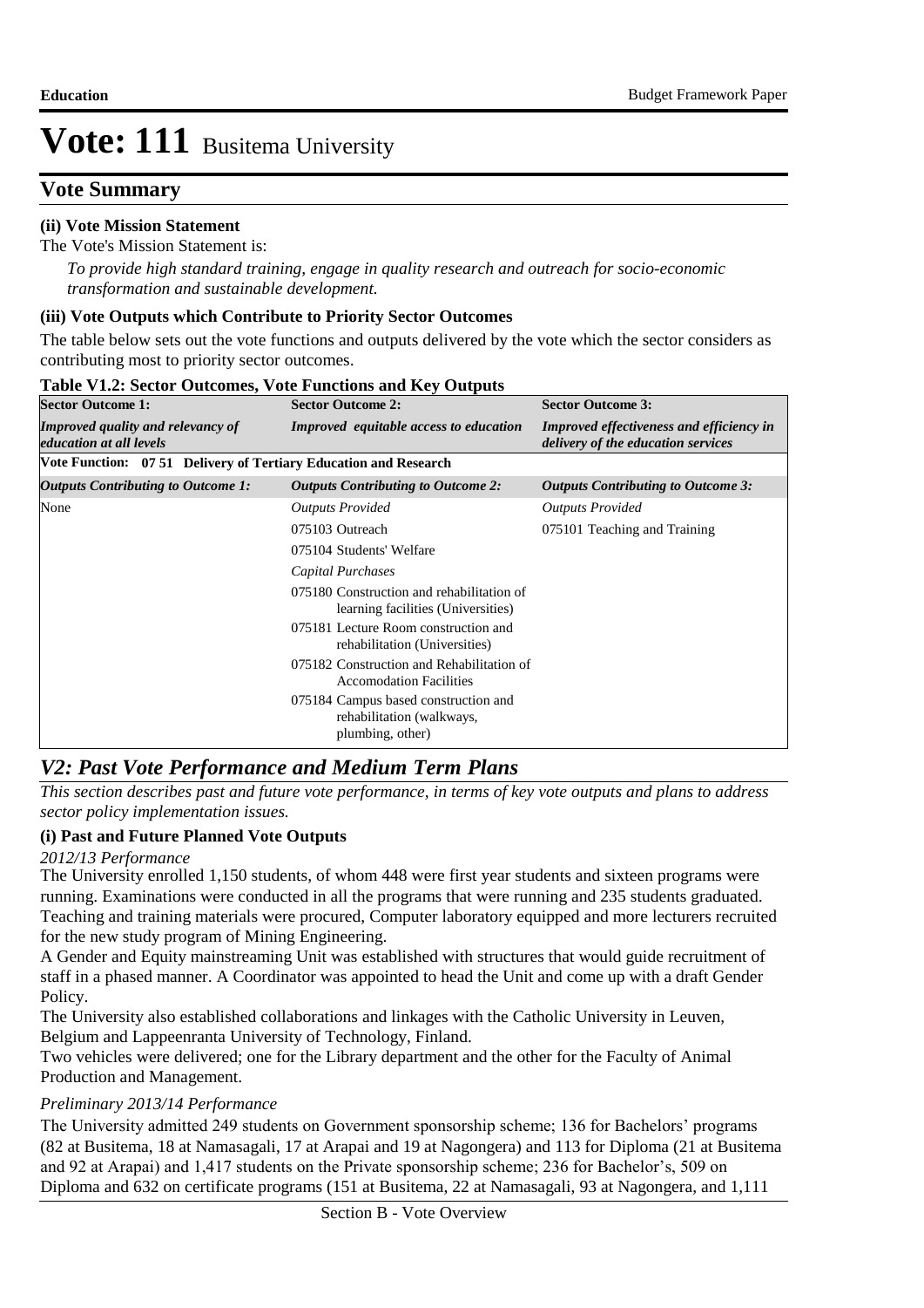# Vote: 111 Busitema University

## Vote Summary

**(ii) Vote Mission Statement**

The Vote's Mission Statement is:

*To provide high standard training, engage in quality research and outreach for socio-economic transformation and sustainable development.*

**(iii) Vote Outputs which Contribute to Priority Sector Outcomes**

The table below sets out the vote functions and outputs delivered by the vote which the sector considers as contributing most to priority sector outcomes.

**Table V1.2: Sector Outcomes, Vote Functions and Key Outputs**

| Sector Outcome 1: | Sector Outcome 2: | Sector Outcome 3: |
|---|---|---|
| *Improved quality and relevancy of education at all levels* | *Improved equitable access to education* | *Improved effectiveness and efficiency in delivery of the education services* |
| **Vote Function: 07 51 Delivery of Tertiary Education and Research** | | |
| *Outputs Contributing to Outcome 1:* | *Outputs Contributing to Outcome 2:* | *Outputs Contributing to Outcome 3:* |
| None | *Outputs Provided* | *Outputs Provided* |
| | 075103 Outreach | 075101 Teaching and Training |
| | 075104 Students' Welfare | |
| | *Capital Purchases* | |
| | 075180 Construction and rehabilitation of learning facilities (Universities) | |
| | 075181 Lecture Room construction and rehabilitation (Universities) | |
| | 075182 Construction and Rehabilitation of Accomodation Facilities | |
| | 075184 Campus based construction and rehabilitation (walkways, plumbing, other) | |

## *V2: Past Vote Performance and Medium Term Plans*

*This section describes past and future vote performance, in terms of key vote outputs and plans to address sector policy implementation issues.*

**(i) Past and Future Planned Vote Outputs**

*2012/13 Performance*

The University enrolled 1,150 students, of whom 448 were first year students and sixteen programs were running. Examinations were conducted in all the programs that were running and 235 students graduated. Teaching and training materials were procured, Computer laboratory equipped and more lecturers recruited for the new study program of Mining Engineering.

A Gender and Equity mainstreaming Unit was established with structures that would guide recruitment of staff in a phased manner. A Coordinator was appointed to head the Unit and come up with a draft Gender Policy.

The University also established collaborations and linkages with the Catholic University in Leuven, Belgium and Lappeenranta University of Technology, Finland.

Two vehicles were delivered; one for the Library department and the other for the Faculty of Animal Production and Management.

*Preliminary 2013/14 Performance*

The University admitted 249 students on Government sponsorship scheme; 136 for Bachelors' programs (82 at Busitema, 18 at Namasagali, 17 at Arapai and 19 at Nagongera) and 113 for Diploma (21 at Busitema and 92 at Arapai) and 1,417 students on the Private sponsorship scheme; 236 for Bachelor's, 509 on Diploma and 632 on certificate programs (151 at Busitema, 22 at Namasagali, 93 at Nagongera, and 1,111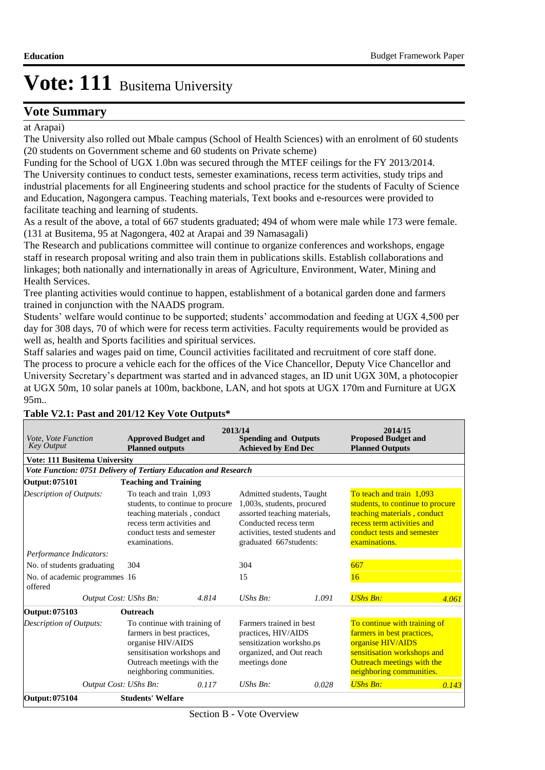# Vote: 111 Busitema University

## Vote Summary

at Arapai)

The University also rolled out Mbale campus (School of Health Sciences) with an enrolment of 60 students (20 students on Government scheme and 60 students on Private scheme)

Funding for the School of UGX 1.0bn was secured through the MTEF ceilings for the FY 2013/2014.

The University continues to conduct tests, semester examinations, recess term activities, study trips and industrial placements for all Engineering students and school practice for the students of Faculty of Science and Education, Nagongera campus. Teaching materials, Text books and e-resources were provided to facilitate teaching and learning of students.

As a result of the above, a total of 667 students graduated; 494 of whom were male while 173 were female. (131 at Busitema, 95 at Nagongera, 402 at Arapai and 39 Namasagali)

The Research and publications committee will continue to organize conferences and workshops, engage staff in research proposal writing and also train them in publications skills. Establish collaborations and linkages; both nationally and internationally in areas of Agriculture, Environment, Water, Mining and Health Services.

Tree planting activities would continue to happen, establishment of a botanical garden done and farmers trained in conjunction with the NAADS program.

Students' welfare would continue to be supported; students' accommodation and feeding at UGX 4,500 per day for 308 days, 70 of which were for recess term activities. Faculty requirements would be provided as well as, health and Sports facilities and spiritual services.

Staff salaries and wages paid on time, Council activities facilitated and recruitment of core staff done.

The process to procure a vehicle each for the offices of the Vice Chancellor, Deputy Vice Chancellor and University Secretary's department was started and in advanced stages, an ID unit UGX 30M, a photocopier at UGX 50m, 10 solar panels at 100m, backbone, LAN, and hot spots at UGX 170m and Furniture at UGX 95m..

**Table V2.1: Past and 201/12 Key Vote Outputs***

| *Vote, Vote Function Key Output* | 2013/14 **Approved Budget and Planned outputs** | | 2013/14 **Spending and Outputs Achieved by End Dec** | | 2014/15 **Proposed Budget and Planned Outputs** | |
|---|---|---|---|---|---|---|
| **Vote: 111 Busitema University** | | | | | | |
| ***Vote Function: 0751 Delivery of Tertiary Education and Research*** | | | | | | |
| **Output: 075101** | **Teaching and Training** | | | | | |
| *Description of Outputs:* | To teach and train 1,093 students, to continue to procure teaching materials , conduct recess term activities and conduct tests and semester examinations. | | Admitted students, Taught 1,003s, students, procured assorted teaching materials, Conducted recess term activities, tested students and graduated 667students: | | To teach and train 1,093 students, to continue to procure teaching materials , conduct recess term activities and conduct tests and semester examinations. | |
| *Performance Indicators:* | | | | | | |
| No. of students graduating | 304 | | 304 | | 667 | |
| No. of academic programmes offered | 16 | | 15 | | 16 | |
| *Output Cost: UShs Bn:* | | *4.814* | *UShs Bn:* | *1.091* | *UShs Bn:* | *4.061* |
| **Output: 075103** | **Outreach** | | | | | |
| *Description of Outputs:* | To continue with training of farmers in best practices, organise HIV/AIDS sensitisation workshops and Outreach meetings with the neighboring communities. | | Farmers trained in best practices, HIV/AIDS sensitization worksho.ps organized, and Out reach meetings done | | To continue with training of farmers in best practices, organise HIV/AIDS sensitisation workshops and Outreach meetings with the neighboring communities. | |
| *Output Cost: UShs Bn:* | | *0.117* | *UShs Bn:* | *0.028* | *UShs Bn:* | *0.143* |
| **Output: 075104** | **Students' Welfare** | | | | | |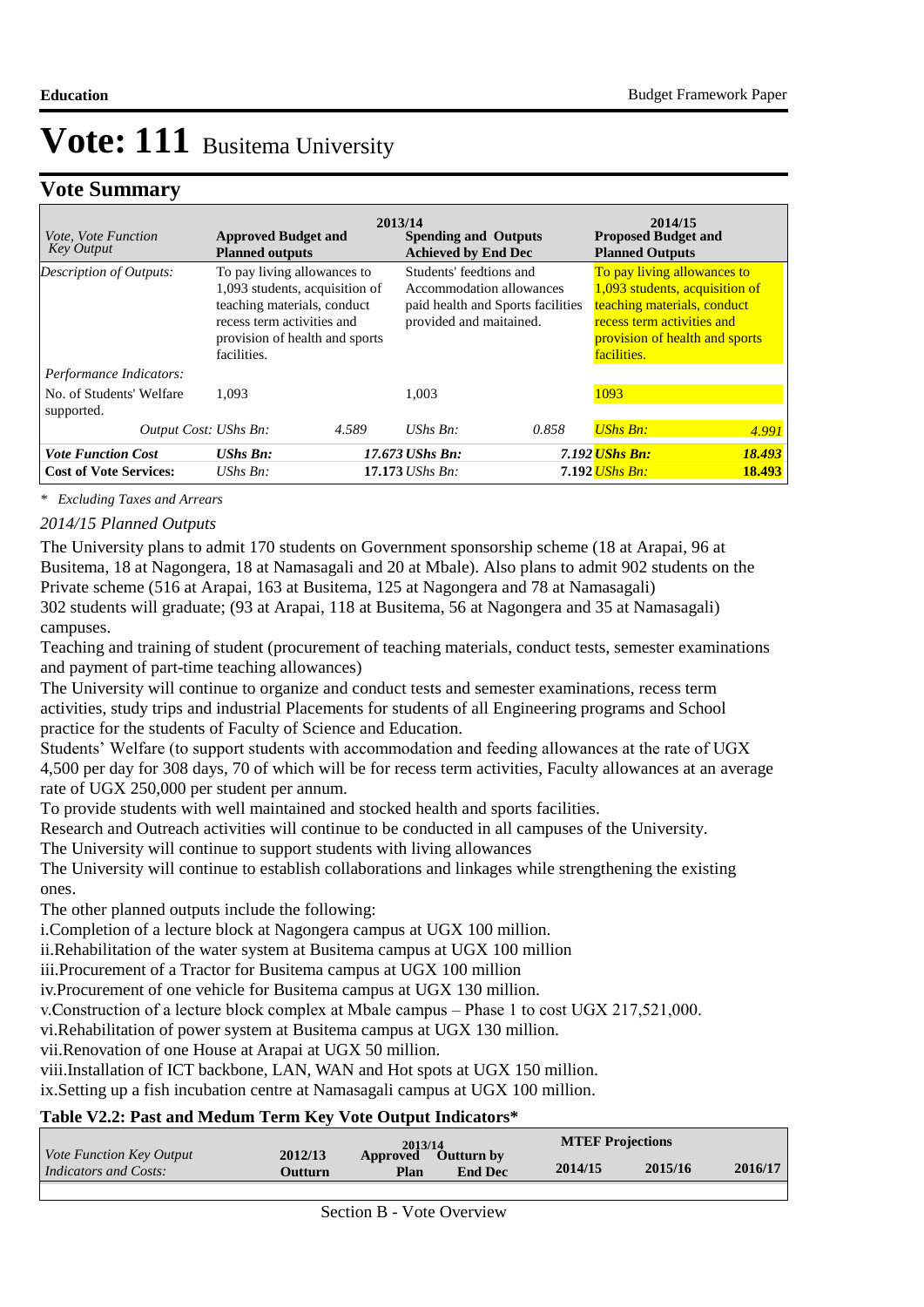# Vote: 111 Busitema University

## Vote Summary

| *Vote, Vote Function Key Output* | 2013/14 Approved Budget and Planned outputs | | 2013/14 Spending and Outputs Achieved by End Dec | | 2014/15 Proposed Budget and Planned Outputs | |
|---|---|---|---|---|---|---|
| *Description of Outputs:* | To pay living allowances to 1,093 students, acquisition of teaching materials, conduct recess term activities and provision of health and sports facilities. | | Students' feedtions and Accommodation allowances paid health and Sports facilities provided and maitained. | | To pay living allowances to 1,093 students, acquisition of teaching materials, conduct recess term activities and provision of health and sports facilities. | |
| *Performance Indicators:* | | | | | | |
| No. of Students' Welfare supported. | 1,093 | | 1,003 | | 1093 | |
| *Output Cost:* *UShs Bn:* | | *4.589* | *UShs Bn:* | *0.858* | *UShs Bn:* | *4.991* |
| ***Vote Function Cost*** | ***UShs Bn:*** | ***17.673*** | ***UShs Bn:*** | ***7.192*** | ***UShs Bn:*** | ***18.493*** |
| **Cost of Vote Services:** | *UShs Bn:* | **17.173** | *UShs Bn:* | **7.192** | *UShs Bn:* | **18.493** |

*\* Excluding Taxes and Arrears*

*2014/15 Planned Outputs*

The University plans to admit 170 students on Government sponsorship scheme (18 at Arapai, 96 at Busitema, 18 at Nagongera, 18 at Namasagali and 20 at Mbale). Also plans to admit 902 students on the Private scheme (516 at Arapai, 163 at Busitema, 125 at Nagongera and 78 at Namasagali)
302 students will graduate; (93 at Arapai, 118 at Busitema, 56 at Nagongera and 35 at Namasagali) campuses.
Teaching and training of student (procurement of teaching materials, conduct tests, semester examinations and payment of part-time teaching allowances)
The University will continue to organize and conduct tests and semester examinations, recess term activities, study trips and industrial Placements for students of all Engineering programs and School practice for the students of Faculty of Science and Education.
Students' Welfare (to support students with accommodation and feeding allowances at the rate of UGX 4,500 per day for 308 days, 70 of which will be for recess term activities, Faculty allowances at an average rate of UGX 250,000 per student per annum.
To provide students with well maintained and stocked health and sports facilities.
Research and Outreach activities will continue to be conducted in all campuses of the University.
The University will continue to support students with living allowances
The University will continue to establish collaborations and linkages while strengthening the existing ones.
The other planned outputs include the following:
i.Completion of a lecture block at Nagongera campus at UGX 100 million.
ii.Rehabilitation of the water system at Busitema campus at UGX 100 million
iii.Procurement of a Tractor for Busitema campus at UGX 100 million
iv.Procurement of one vehicle for Busitema campus at UGX 130 million.
v.Construction of a lecture block complex at Mbale campus – Phase 1 to cost UGX 217,521,000.
vi.Rehabilitation of power system at Busitema campus at UGX 130 million.
vii.Renovation of one House at Arapai at UGX 50 million.
viii.Installation of ICT backbone, LAN, WAN and Hot spots at UGX 150 million.
ix.Setting up a fish incubation centre at Namasagali campus at UGX 100 million.

**Table V2.2: Past and Medum Term Key Vote Output Indicators\***

| *Vote Function Key Output Indicators and Costs:* | 2012/13 Outturn | 2013/14 Approved Plan | 2013/14 Outturn by End Dec | MTEF Projections 2014/15 | 2015/16 | 2016/17 |
|---|---|---|---|---|---|---|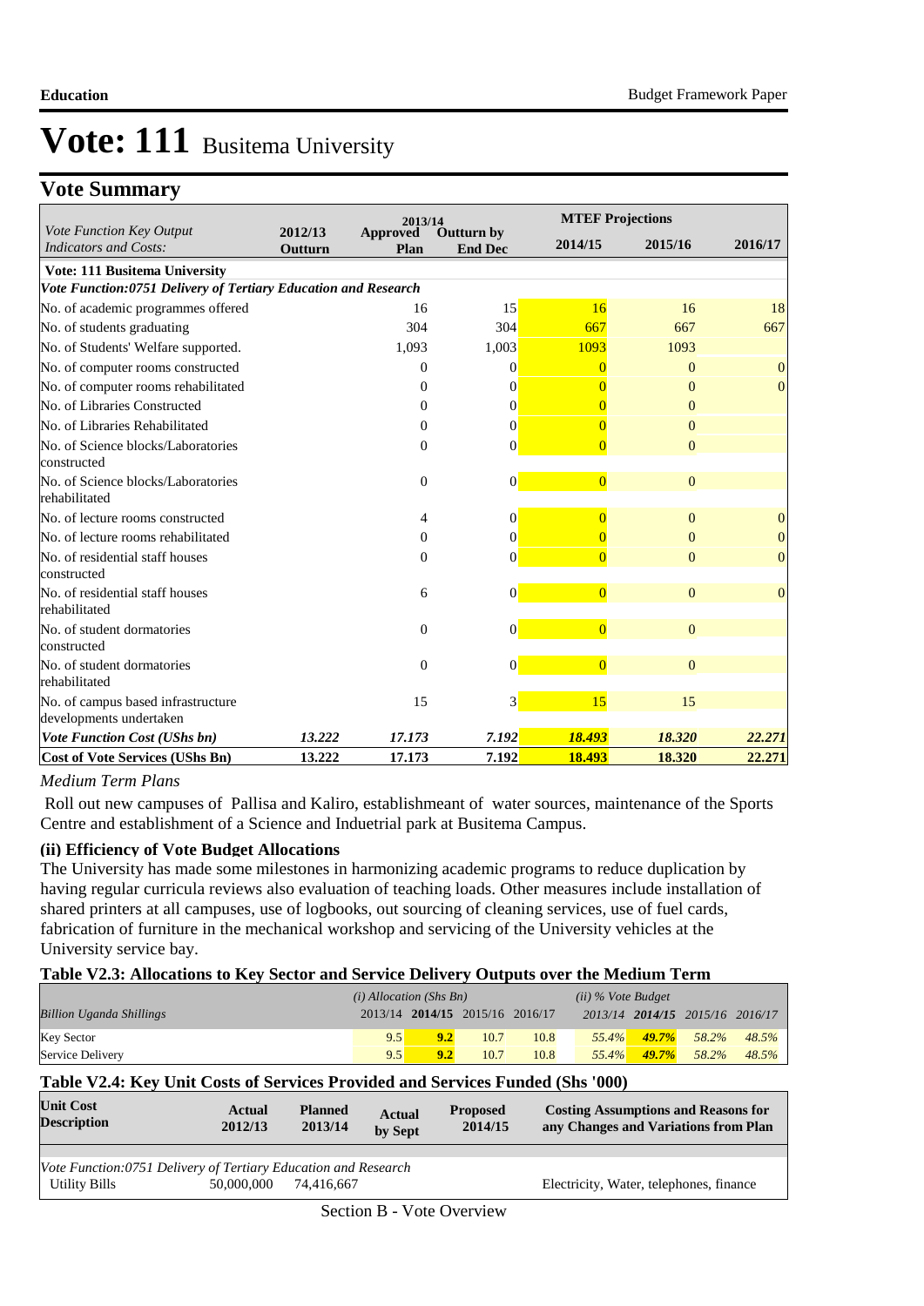# Vote: 111 Busitema University

## Vote Summary

| Vote Function Key Output Indicators and Costs: | 2012/13 Outturn | 2013/14 Approved Plan | 2013/14 Outturn by End Dec | MTEF Projections 2014/15 | 2015/16 | 2016/17 |
|---|---|---|---|---|---|---|
| **Vote: 111 Busitema University** | | | | | | |
| ***Vote Function:0751 Delivery of Tertiary Education and Research*** | | | | | | |
| No. of academic programmes offered | | 16 | 15 | 16 | 16 | 18 |
| No. of students graduating | | 304 | 304 | 667 | 667 | 667 |
| No. of Students' Welfare supported. | | 1,093 | 1,003 | 1093 | 1093 | |
| No. of computer rooms constructed | | 0 | 0 | 0 | 0 | 0 |
| No. of computer rooms rehabilitated | | 0 | 0 | 0 | 0 | 0 |
| No. of Libraries Constructed | | 0 | 0 | 0 | 0 | |
| No. of Libraries Rehabilitated | | 0 | 0 | 0 | 0 | |
| No. of Science blocks/Laboratories constructed | | 0 | 0 | 0 | 0 | |
| No. of Science blocks/Laboratories rehabilitated | | 0 | 0 | 0 | 0 | |
| No. of lecture rooms constructed | | 4 | 0 | 0 | 0 | 0 |
| No. of lecture rooms rehabilitated | | 0 | 0 | 0 | 0 | 0 |
| No. of residential staff houses constructed | | 0 | 0 | 0 | 0 | 0 |
| No. of residential staff houses rehabilitated | | 6 | 0 | 0 | 0 | 0 |
| No. of student dormatories constructed | | 0 | 0 | 0 | 0 | |
| No. of student dormatories rehabilitated | | 0 | 0 | 0 | 0 | |
| No. of campus based infrastructure developments undertaken | | 15 | 3 | 15 | 15 | |
| ***Vote Function Cost (UShs bn)*** | ***13.222*** | ***17.173*** | ***7.192*** | ***18.493*** | ***18.320*** | ***22.271*** |
| **Cost of Vote Services (UShs Bn)** | **13.222** | **17.173** | **7.192** | **18.493** | **18.320** | **22.271** |

*Medium Term Plans*

Roll out new campuses of Pallisa and Kaliro, establishmeant of water sources, maintenance of the Sports Centre and establishment of a Science and Induetrial park at Busitema Campus.

### (ii) Efficiency of Vote Budget Allocations

The University has made some milestones in harmonizing academic programs to reduce duplication by having regular curricula reviews also evaluation of teaching loads. Other measures include installation of shared printers at all campuses, use of logbooks, out sourcing of cleaning services, use of fuel cards, fabrication of furniture in the mechanical workshop and servicing of the University vehicles at the University service bay.

### Table V2.3: Allocations to Key Sector and Service Delivery Outputs over the Medium Term

| *Billion Uganda Shillings* | *(i) Allocation (Shs Bn)* 2013/14 | **2014/15** | 2015/16 | 2016/17 | *(ii) % Vote Budget* 2013/14 | **2014/15** | 2015/16 | 2016/17 |
|---|---|---|---|---|---|---|---|---|
| Key Sector | 9.5 | **9.2** | 10.7 | 10.8 | *55.4%* | ***49.7%*** | *58.2%* | *48.5%* |
| Service Delivery | 9.5 | **9.2** | 10.7 | 10.8 | *55.4%* | ***49.7%*** | *58.2%* | *48.5%* |

### Table V2.4: Key Unit Costs of Services Provided and Services Funded (Shs '000)

| Unit Cost Description | Actual 2012/13 | Planned 2013/14 | Actual by Sept | Proposed 2014/15 | Costing Assumptions and Reasons for any Changes and Variations from Plan |
|---|---|---|---|---|---|
| *Vote Function:0751 Delivery of Tertiary Education and Research* | | | | | |
| Utility Bills | 50,000,000 | 74,416,667 | | | Electricity, Water, telephones, finance |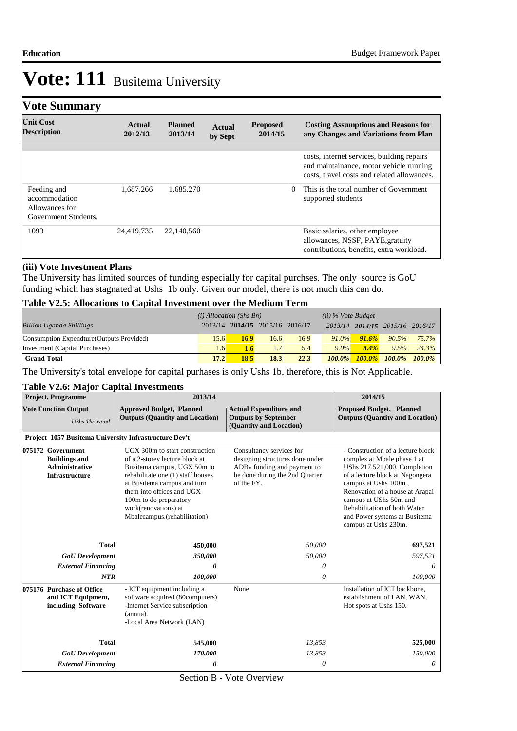# Vote: 111 Busitema University

## Vote Summary

| Unit Cost Description | Actual 2012/13 | Planned 2013/14 | Actual by Sept | Proposed 2014/15 | Costing Assumptions and Reasons for any Changes and Variations from Plan |
|---|---|---|---|---|---|
| | | | | | costs, internet services, building repairs and maintainance, motor vehicle running costs, travel costs and related allowances. |
| Feeding and accommodation Allowances for Government Students. | 1,687,266 | 1,685,270 | | 0 | This is the total number of Government supported students |
| 1093 | 24,419,735 | 22,140,560 | | | Basic salaries, other employee allowances, NSSF, PAYE,gratuity contributions, benefits, extra workload. |

### (iii) Vote Investment Plans

The University has limited sources of funding especially for capital purchses. The only source is GoU funding which has stagnated at Ushs 1b only. Given our model, there is not much this can do.

### Table V2.5: Allocations to Capital Investment over the Medium Term

| *Billion Uganda Shillings* | *(i) Allocation (Shs Bn)* 2013/14 | **2014/15** | 2015/16 | 2016/17 | *(ii) % Vote Budget* 2013/14 | **2014/15** | 2015/16 | 2016/17 |
|---|---|---|---|---|---|---|---|---|
| Consumption Expendture(Outputs Provided) | 15.6 | **16.9** | 16.6 | 16.9 | *91.0%* | ***91.6%*** | *90.5%* | *75.7%* |
| Investment (Capital Purchases) | 1.6 | **1.6** | 1.7 | 5.4 | *9.0%* | ***8.4%*** | *9.5%* | *24.3%* |
| **Grand Total** | **17.2** | **18.5** | **18.3** | **22.3** | ***100.0%*** | ***100.0%*** | ***100.0%*** | ***100.0%*** |

The University's total envelope for capital purhases is only Ushs 1b, therefore, this is Not Applicable.

### Table V2.6: Major Capital Investments

| Project, Programme | 2013/14 | | 2014/15 |
|---|---|---|---|
| **Vote Function Output** *UShs Thousand* | **Approved Budget, Planned Outputs (Quantity and Location)** | **Actual Expenditure and Outputs by September (Quantity and Location)** | **Proposed Budget, Planned Outputs (Quantity and Location)** |
| **Project 1057 Busitema University Infrastructure Dev't** | | | |
| **075172 Government Buildings and Administrative Infrastructure** | UGX 300m to start construction of a 2-storey lecture block at Busitema campus, UGX 50m to rehabilitate one (1) staff houses at Busitema campus and turn them into offices and UGX 100m to do preparatory work(renovations) at Mbalecampus.(rehabilitation) | Consultancy services for designing structures done under ADBv funding and payment to be done during the 2nd Quarter of the FY. | - Construction of a lecture block complex at Mbale phase 1 at UShs 217,521,000, Completion of a lecture block at Nagongera campus at Ushs 100m , Renovation of a house at Arapai campus at USHs 50m and Rehabilitation of both Water and Power systems at Busitema campus at Ushs 230m. |
| **Total** | **450,000** | *50,000* | **697,521** |
| ***GoU Development*** | ***350,000*** | *50,000* | *597,521* |
| ***External Financing*** | ***0*** | *0* | *0* |
| ***NTR*** | ***100,000*** | *0* | *100,000* |
| **075176 Purchase of Office and ICT Equipment, including Software** | - ICT equipment including a software acquired (80computers)<br>-Internet Service subscription (annua).<br>-Local Area Network (LAN) | None | Installation of ICT backbone, establishment of LAN, WAN, Hot spots at Ushs 150. |
| **Total** | **545,000** | *13,853* | **525,000** |
| ***GoU Development*** | ***170,000*** | *13,853* | *150,000* |
| ***External Financing*** | ***0*** | *0* | *0* |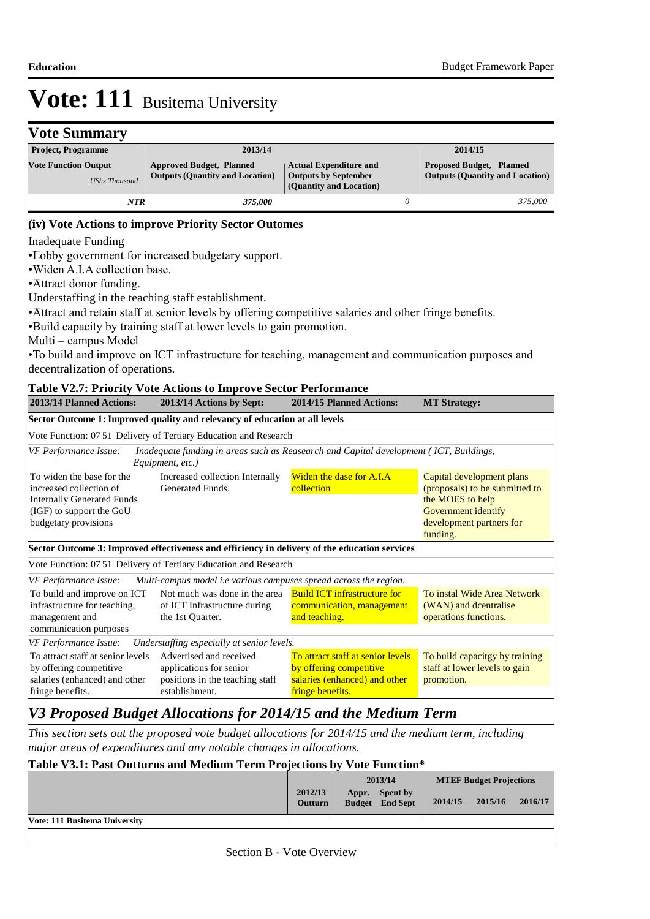# Vote: 111 Busitema University

## Vote Summary

| Project, Programme | 2013/14 | | 2014/15 |
|---|---|---|---|
| **Vote Function Output** *UShs Thousand* | **Approved Budget, Planned Outputs (Quantity and Location)** | **Actual Expenditure and Outputs by September (Quantity and Location)** | **Proposed Budget, Planned Outputs (Quantity and Location)** |
| ***NTR*** | ***375,000*** | *0* | *375,000* |

### (iv) Vote Actions to improve Priority Sector Outomes

Inadequate Funding

• Lobby government for increased budgetary support.

• Widen A.I.A collection base.

• Attract donor funding.

Understaffing in the teaching staff establishment.

• Attract and retain staff at senior levels by offering competitive salaries and other fringe benefits.

• Build capacity by training staff at lower levels to gain promotion.

Multi – campus Model

• To build and improve on ICT infrastructure for teaching, management and communication purposes and decentralization of operations.

**Table V2.7: Priority Vote Actions to Improve Sector Performance**

| 2013/14 Planned Actions: | 2013/14 Actions by Sept: | 2014/15 Planned Actions: | MT Strategy: |
|---|---|---|---|
| **Sector Outcome 1: Improved quality and relevancy of education at all levels** | | | |
| Vote Function: 07 51 Delivery of Tertiary Education and Research | | | |
| *VF Performance Issue: Inadequate funding in areas such as Reasearch and Capital development ( ICT, Buildings, Equipment, etc.)* | | | |
| To widen the base for the increased collection of Internally Generated Funds (IGF) to support the GoU budgetary provisions | Increased collection Internally Generated Funds. | Widen the dase for A.I.A collection | Capital development plans (proposals) to be submitted to the MOES to help Government identify development partners for funding. |
| **Sector Outcome 3: Improved effectiveness and efficiency in delivery of the education services** | | | |
| Vote Function: 07 51 Delivery of Tertiary Education and Research | | | |
| *VF Performance Issue: Multi-campus model i.e various campuses spread across the region.* | | | |
| To build and improve on ICT infrastructure for teaching, management and communication purposes | Not much was done in the area of ICT Infrastructure during the 1st Quarter. | Build ICT infrastructure for communication, management and teaching. | To instal Wide Area Network (WAN) and dcentralise operations functions. |
| *VF Performance Issue: Understaffing especially at senior levels.* | | | |
| To attract staff at senior levels by offering competitive salaries (enhanced) and other fringe benefits. | Advertised and received applications for senior positions in the teaching staff establishment. | To attract staff at senior levels by offering competitive salaries (enhanced) and other fringe benefits. | To build capacitgy by training staff at lower levels to gain promotion. |

## *V3 Proposed Budget Allocations for 2014/15 and the Medium Term*

*This section sets out the proposed vote budget allocations for 2014/15 and the medium term, including major areas of expenditures and any notable changes in allocations.*

**Table V3.1: Past Outturns and Medium Term Projections by Vote Function***

| | 2012/13 Outturn | 2013/14 Appr. Budget | 2013/14 Spent by End Sept | MTEF Budget Projections 2014/15 | 2015/16 | 2016/17 |
|---|---|---|---|---|---|---|
| **Vote: 111 Busitema University** | | | | | | |
| | | | | | | |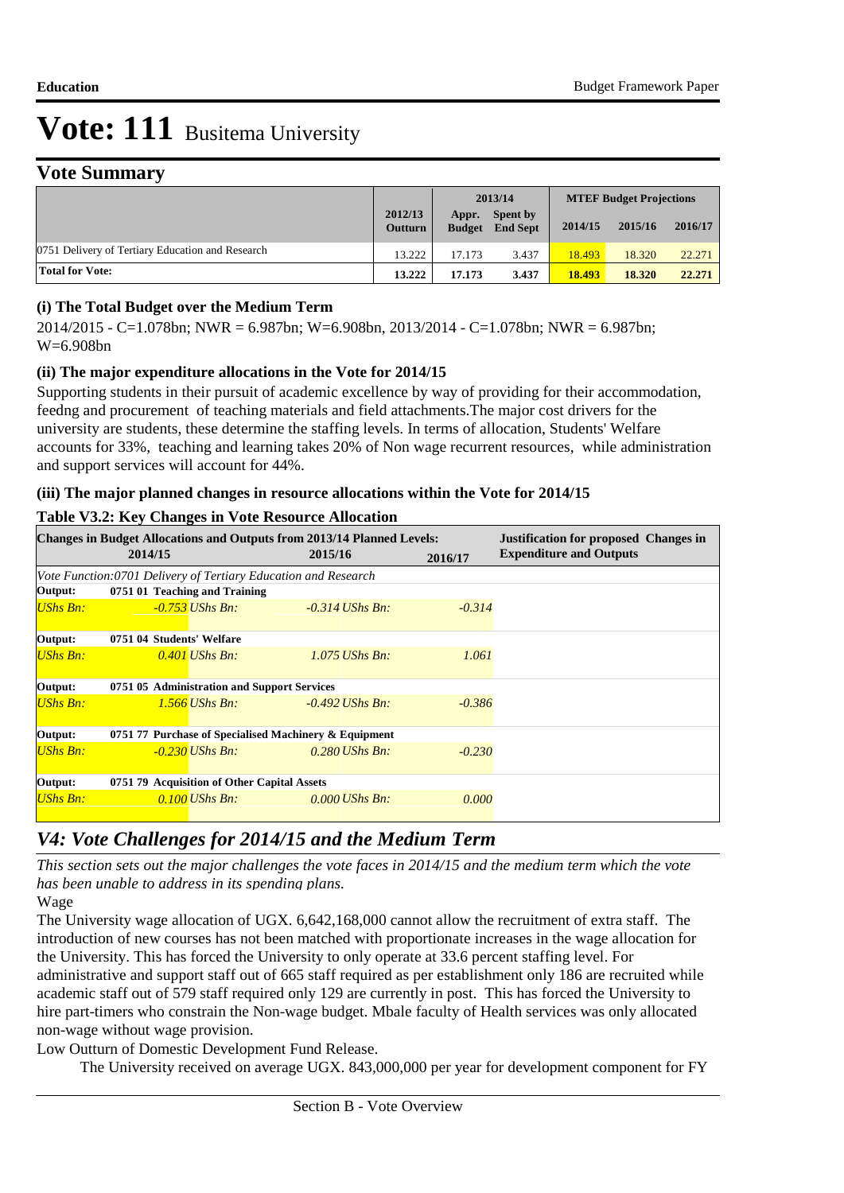# Vote: 111 Busitema University

## Vote Summary

| | 2012/13 Outturn | 2013/14 Appr. Budget | 2013/14 Spent by End Sept | MTEF Budget Projections 2014/15 | 2015/16 | 2016/17 |
|---|---|---|---|---|---|---|
| 0751 Delivery of Tertiary Education and Research | 13.222 | 17.173 | 3.437 | 18.493 | 18.320 | 22.271 |
| **Total for Vote:** | **13.222** | **17.173** | **3.437** | **18.493** | **18.320** | **22.271** |

### (i) The Total Budget over the Medium Term

2014/2015 - C=1.078bn; NWR = 6.987bn; W=6.908bn, 2013/2014 - C=1.078bn; NWR = 6.987bn; W=6.908bn

### (ii) The major expenditure allocations in the Vote for 2014/15

Supporting students in their pursuit of academic excellence by way of providing for their accommodation, feedng and procurement of teaching materials and field attachments.The major cost drivers for the university are students, these determine the staffing levels. In terms of allocation, Students' Welfare accounts for 33%, teaching and learning takes 20% of Non wage recurrent resources, while administration and support services will account for 44%.

### (iii) The major planned changes in resource allocations within the Vote for 2014/15

**Table V3.2: Key Changes in Vote Resource Allocation**

| Changes in Budget Allocations and Outputs from 2013/14 Planned Levels: 2014/15 | 2015/16 | 2016/17 | Justification for proposed Changes in Expenditure and Outputs |
|---|---|---|---|
| *Vote Function:0701 Delivery of Tertiary Education and Research* | | | |
| **Output: 0751 01 Teaching and Training** | | | |
| *UShs Bn: -0.753* | *UShs Bn: -0.314* | *UShs Bn: -0.314* | |
| **Output: 0751 04 Students' Welfare** | | | |
| *UShs Bn: 0.401* | *UShs Bn: 1.075* | *UShs Bn: 1.061* | |
| **Output: 0751 05 Administration and Support Services** | | | |
| *UShs Bn: 1.566* | *UShs Bn: -0.492* | *UShs Bn: -0.386* | |
| **Output: 0751 77 Purchase of Specialised Machinery & Equipment** | | | |
| *UShs Bn: -0.230* | *UShs Bn: 0.280* | *UShs Bn: -0.230* | |
| **Output: 0751 79 Acquisition of Other Capital Assets** | | | |
| *UShs Bn: 0.100* | *UShs Bn: 0.000* | *UShs Bn: 0.000* | |

## *V4: Vote Challenges for 2014/15 and the Medium Term*

*This section sets out the major challenges the vote faces in 2014/15 and the medium term which the vote has been unable to address in its spending plans.*

Wage

The University wage allocation of UGX. 6,642,168,000 cannot allow the recruitment of extra staff. The introduction of new courses has not been matched with proportionate increases in the wage allocation for the University. This has forced the University to only operate at 33.6 percent staffing level. For administrative and support staff out of 665 staff required as per establishment only 186 are recruited while academic staff out of 579 staff required only 129 are currently in post. This has forced the University to hire part-timers who constrain the Non-wage budget. Mbale faculty of Health services was only allocated non-wage without wage provision.

Low Outturn of Domestic Development Fund Release.

The University received on average UGX. 843,000,000 per year for development component for FY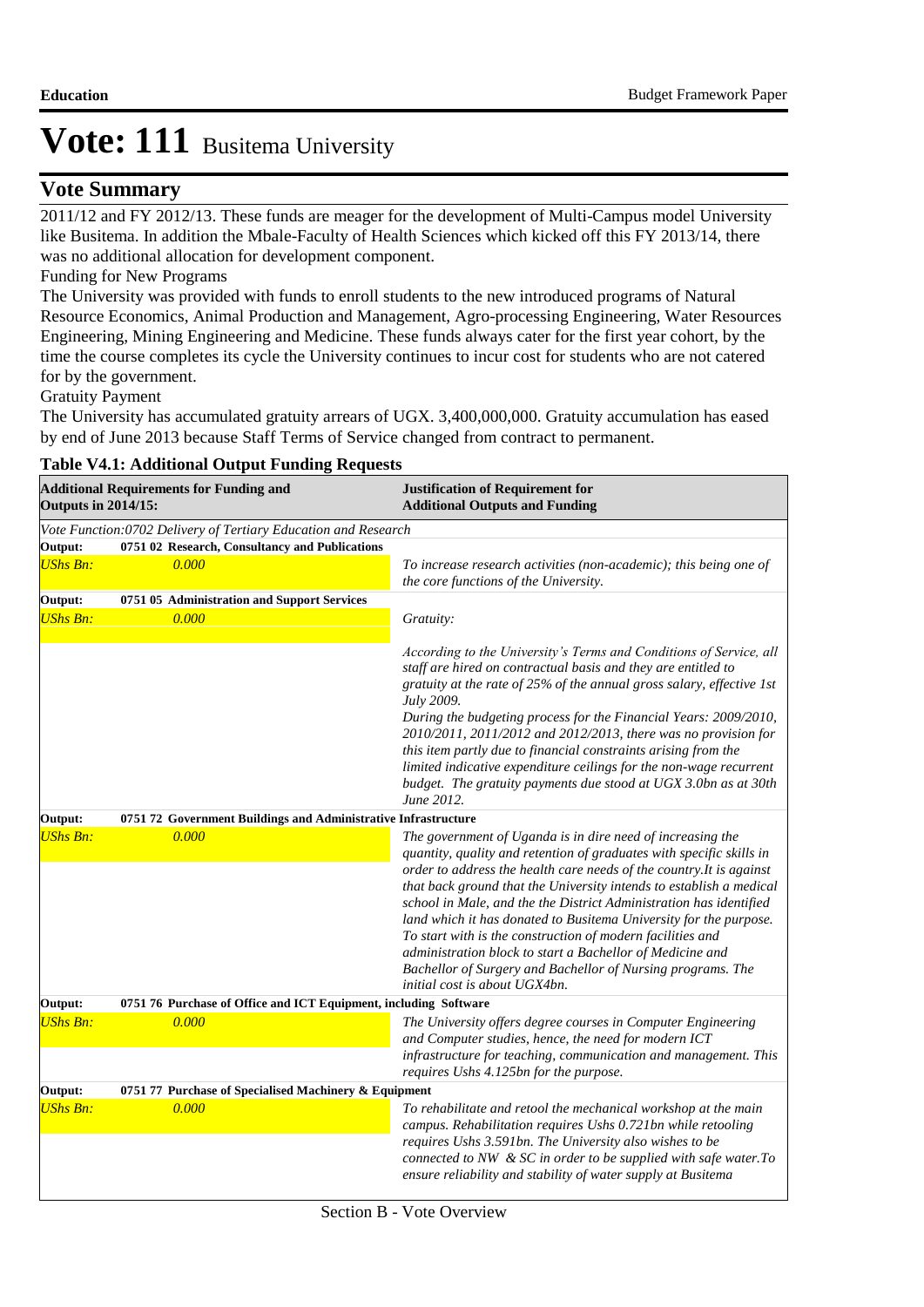# Vote: 111 Busitema University

## Vote Summary

2011/12 and FY 2012/13. These funds are meager for the development of Multi-Campus model University like Busitema. In addition the Mbale-Faculty of Health Sciences which kicked off this FY 2013/14, there was no additional allocation for development component.

Funding for New Programs

The University was provided with funds to enroll students to the new introduced programs of Natural Resource Economics, Animal Production and Management, Agro-processing Engineering, Water Resources Engineering, Mining Engineering and Medicine. These funds always cater for the first year cohort, by the time the course completes its cycle the University continues to incur cost for students who are not catered for by the government.

Gratuity Payment

The University has accumulated gratuity arrears of UGX. 3,400,000,000. Gratuity accumulation has eased by end of June 2013 because Staff Terms of Service changed from contract to permanent.

**Table V4.1: Additional Output Funding Requests**

| **Additional Requirements for Funding and Outputs in 2014/15:** | | **Justification of Requirement for Additional Outputs and Funding** |
|---|---|---|
| *Vote Function:0702 Delivery of Tertiary Education and Research* | | |
| **Output:** | **0751 02 Research, Consultancy and Publications** | |
| *UShs Bn:* | *0.000* | *To increase research activities (non-academic); this being one of the core functions of the University.* |
| **Output:** | **0751 05 Administration and Support Services** | |
| *UShs Bn:* | *0.000* | *Gratuity:*<br><br>*According to the University's Terms and Conditions of Service, all staff are hired on contractual basis and they are entitled to gratuity at the rate of 25% of the annual gross salary, effective 1st July 2009.*<br>*During the budgeting process for the Financial Years: 2009/2010, 2010/2011, 2011/2012 and 2012/2013, there was no provision for this item partly due to financial constraints arising from the limited indicative expenditure ceilings for the non-wage recurrent budget. The gratuity payments due stood at UGX 3.0bn as at 30th June 2012.* |
| **Output:** | **0751 72 Government Buildings and Administrative Infrastructure** | |
| *UShs Bn:* | *0.000* | *The government of Uganda is in dire need of increasing the quantity, quality and retention of graduates with specific skills in order to address the health care needs of the country.It is against that back ground that the University intends to establish a medical school in Male, and the the District Administration has identified land which it has donated to Busitema University for the purpose. To start with is the construction of modern facilities and administration block to start a Bachellor of Medicine and Bachellor of Surgery and Bachellor of Nursing programs. The initial cost is about UGX4bn.* |
| **Output:** | **0751 76 Purchase of Office and ICT Equipment, including Software** | |
| *UShs Bn:* | *0.000* | *The University offers degree courses in Computer Engineering and Computer studies, hence, the need for modern ICT infrastructure for teaching, communication and management. This requires Ushs 4.125bn for the purpose.* |
| **Output:** | **0751 77 Purchase of Specialised Machinery & Equipment** | |
| *UShs Bn:* | *0.000* | *To rehabilitate and retool the mechanical workshop at the main campus. Rehabilitation requires Ushs 0.721bn while retooling requires Ushs 3.591bn. The University also wishes to be connected to NW & SC in order to be supplied with safe water.To ensure reliability and stability of water supply at Busitema* |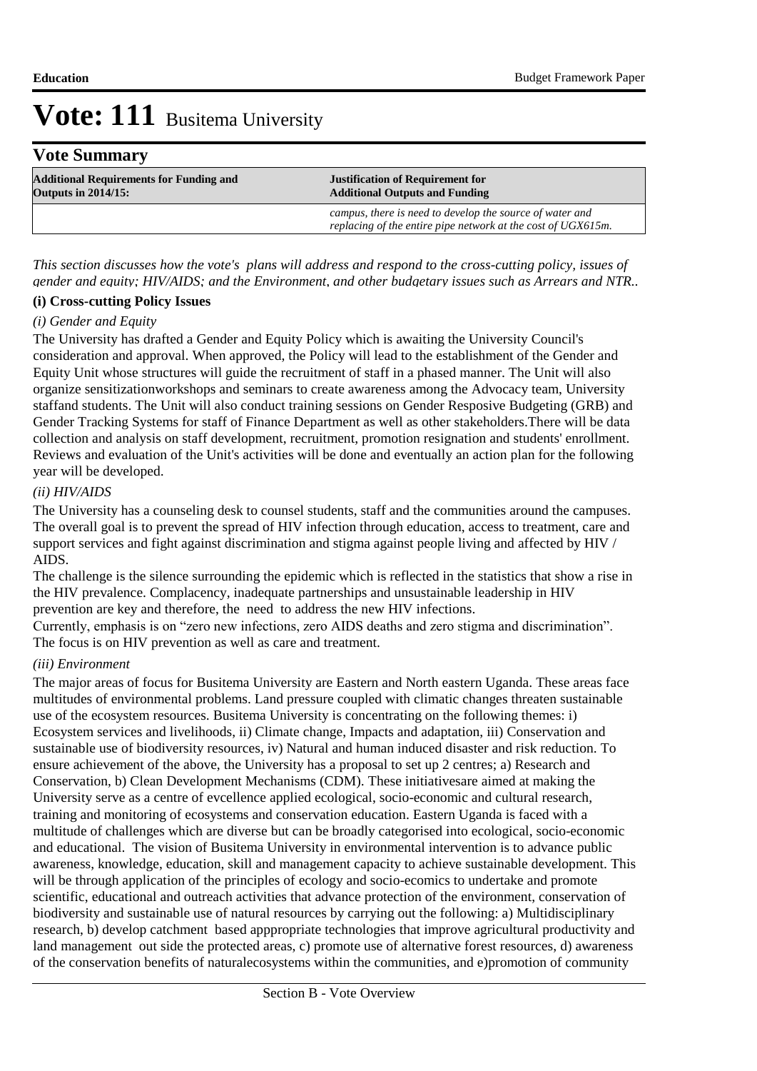# Vote: 111 Busitema University

## Vote Summary

| Additional Requirements for Funding and Outputs in 2014/15: | Justification of Requirement for Additional Outputs and Funding |
|---|---|
| | *campus, there is need to develop the source of water and replacing of the entire pipe network at the cost of UGX615m.* |

*This section discusses how the vote's plans will address and respond to the cross-cutting policy, issues of gender and equity; HIV/AIDS; and the Environment, and other budgetary issues such as Arrears and NTR..*

**(i) Cross-cutting Policy Issues**

*(i) Gender and Equity*

The University has drafted a Gender and Equity Policy which is awaiting the University Council's consideration and approval. When approved, the Policy will lead to the establishment of the Gender and Equity Unit whose structures will guide the recruitment of staff in a phased manner. The Unit will also organize sensitizationworkshops and seminars to create awareness among the Advocacy team, University staffand students. The Unit will also conduct training sessions on Gender Resposive Budgeting (GRB) and Gender Tracking Systems for staff of Finance Department as well as other stakeholders.There will be data collection and analysis on staff development, recruitment, promotion resignation and students' enrollment. Reviews and evaluation of the Unit's activities will be done and eventually an action plan for the following year will be developed.

*(ii) HIV/AIDS*

The University has a counseling desk to counsel students, staff and the communities around the campuses. The overall goal is to prevent the spread of HIV infection through education, access to treatment, care and support services and fight against discrimination and stigma against people living and affected by HIV / AIDS.
The challenge is the silence surrounding the epidemic which is reflected in the statistics that show a rise in the HIV prevalence. Complacency, inadequate partnerships and unsustainable leadership in HIV prevention are key and therefore, the need to address the new HIV infections.
Currently, emphasis is on "zero new infections, zero AIDS deaths and zero stigma and discrimination". The focus is on HIV prevention as well as care and treatment.

*(iii) Environment*

The major areas of focus for Busitema University are Eastern and North eastern Uganda. These areas face multitudes of environmental problems. Land pressure coupled with climatic changes threaten sustainable use of the ecosystem resources. Busitema University is concentrating on the following themes: i) Ecosystem services and livelihoods, ii) Climate change, Impacts and adaptation, iii) Conservation and sustainable use of biodiversity resources, iv) Natural and human induced disaster and risk reduction. To ensure achievement of the above, the University has a proposal to set up 2 centres; a) Research and Conservation, b) Clean Development Mechanisms (CDM). These initiativesare aimed at making the University serve as a centre of evcellence applied ecological, socio-economic and cultural research, training and monitoring of ecosystems and conservation education. Eastern Uganda is faced with a multitude of challenges which are diverse but can be broadly categorised into ecological, socio-economic and educational. The vision of Busitema University in environmental intervention is to advance public awareness, knowledge, education, skill and management capacity to achieve sustainable development. This will be through application of the principles of ecology and socio-ecomics to undertake and promote scientific, educational and outreach activities that advance protection of the environment, conservation of biodiversity and sustainable use of natural resources by carrying out the following: a) Multidisciplinary research, b) develop catchment based apppropriate technologies that improve agricultural productivity and land management out side the protected areas, c) promote use of alternative forest resources, d) awareness of the conservation benefits of naturalecosystems within the communities, and e)promotion of community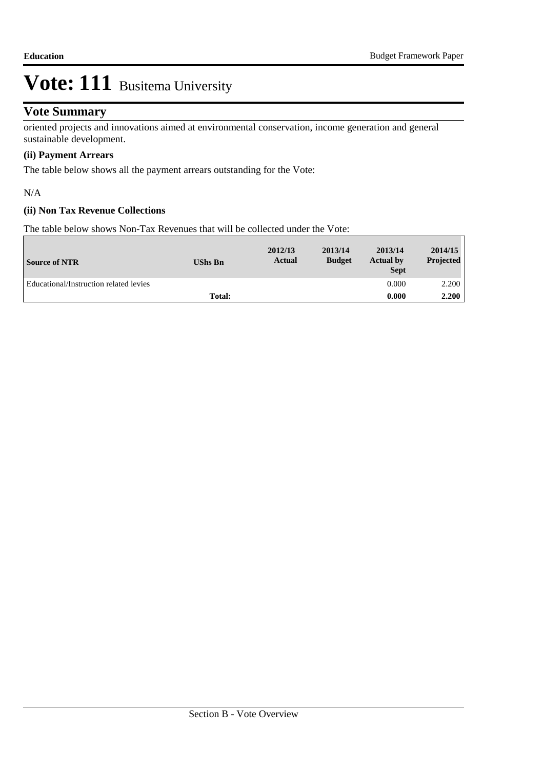# Vote: 111 Busitema University

## Vote Summary

oriented projects and innovations aimed at environmental conservation, income generation and general sustainable development.

**(ii) Payment Arrears**

The table below shows all the payment arrears outstanding for the Vote:

N/A

**(ii) Non Tax Revenue Collections**

The table below shows Non-Tax Revenues that will be collected under the Vote:

| Source of NTR | UShs Bn | 2012/13 Actual | 2013/14 Budget | 2013/14 Actual by Sept | 2014/15 Projected |
|---|---|---|---|---|---|
| Educational/Instruction related levies | | | | 0.000 | 2.200 |
| | **Total:** | | | **0.000** | **2.200** |